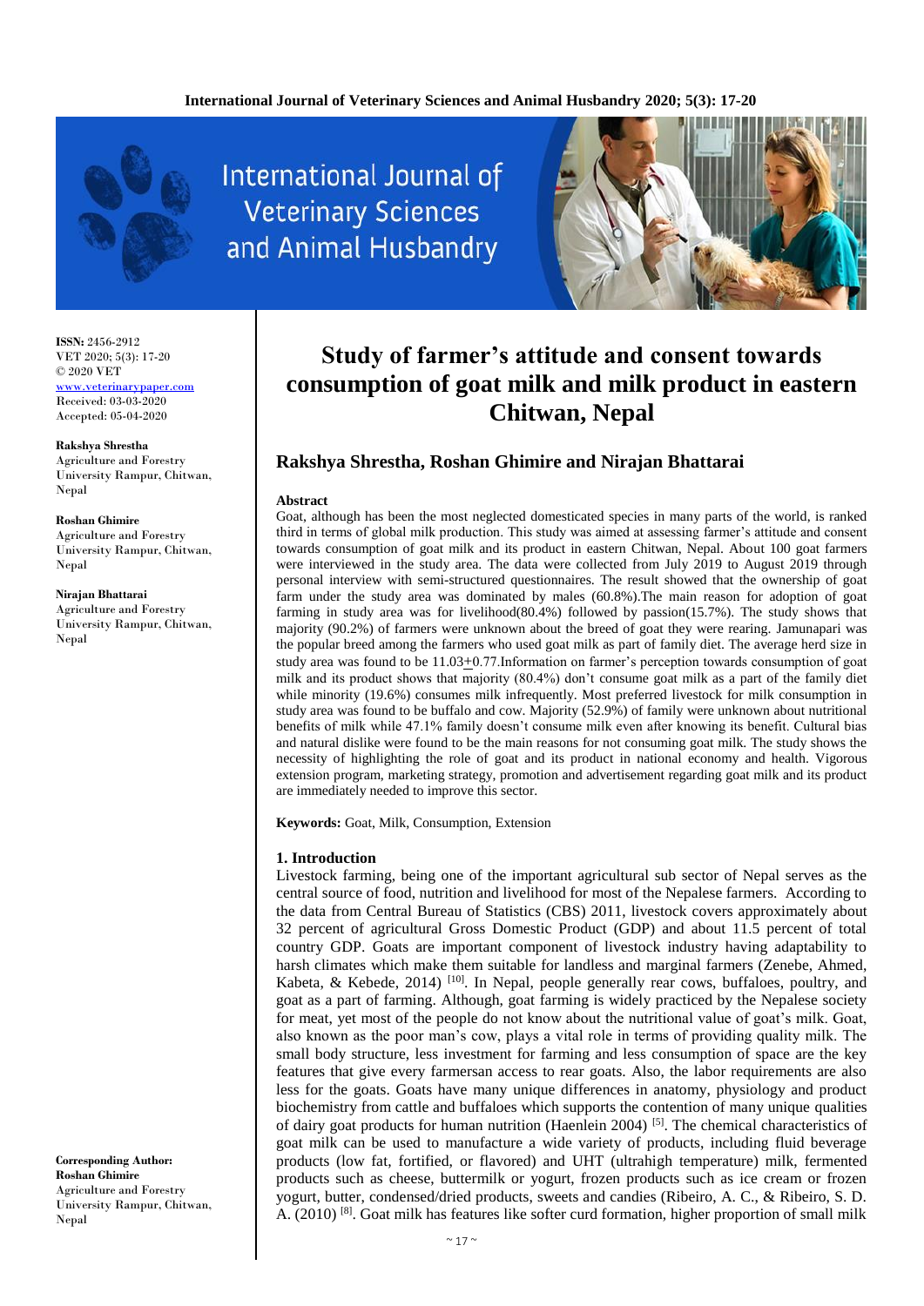ISSN: 2456-2912
VET 2020; 5(3): 17-20
© 2020 VET
www.veterinarypaper.com
Received: 03-03-2020
Accepted: 05-04-2020

**Rakshya Shrestha**
Agriculture and Forestry University Rampur, Chitwan, Nepal

**Roshan Ghimire**
Agriculture and Forestry University Rampur, Chitwan, Nepal

**Nirajan Bhattarai**
Agriculture and Forestry University Rampur, Chitwan, Nepal

**Corresponding Author:**
**Roshan Ghimire**
Agriculture and Forestry University Rampur, Chitwan, Nepal

# Study of farmer's attitude and consent towards consumption of goat milk and milk product in eastern Chitwan, Nepal

## Rakshya Shrestha, Roshan Ghimire and Nirajan Bhattarai

### Abstract

Goat, although has been the most neglected domesticated species in many parts of the world, is ranked third in terms of global milk production. This study was aimed at assessing farmer's attitude and consent towards consumption of goat milk and its product in eastern Chitwan, Nepal. About 100 goat farmers were interviewed in the study area. The data were collected from July 2019 to August 2019 through personal interview with semi-structured questionnaires. The result showed that the ownership of goat farm under the study area was dominated by males (60.8%).The main reason for adoption of goat farming in study area was for livelihood(80.4%) followed by passion(15.7%). The study shows that majority (90.2%) of farmers were unknown about the breed of goat they were rearing. Jamunapari was the popular breed among the farmers who used goat milk as part of family diet. The average herd size in study area was found to be 11.03±0.77.Information on farmer's perception towards consumption of goat milk and its product shows that majority (80.4%) don't consume goat milk as a part of the family diet while minority (19.6%) consumes milk infrequently. Most preferred livestock for milk consumption in study area was found to be buffalo and cow. Majority (52.9%) of family were unknown about nutritional benefits of milk while 47.1% family doesn't consume milk even after knowing its benefit. Cultural bias and natural dislike were found to be the main reasons for not consuming goat milk. The study shows the necessity of highlighting the role of goat and its product in national economy and health. Vigorous extension program, marketing strategy, promotion and advertisement regarding goat milk and its product are immediately needed to improve this sector.

**Keywords:** Goat, Milk, Consumption, Extension

### 1. Introduction

Livestock farming, being one of the important agricultural sub sector of Nepal serves as the central source of food, nutrition and livelihood for most of the Nepalese farmers. According to the data from Central Bureau of Statistics (CBS) 2011, livestock covers approximately about 32 percent of agricultural Gross Domestic Product (GDP) and about 11.5 percent of total country GDP. Goats are important component of livestock industry having adaptability to harsh climates which make them suitable for landless and marginal farmers (Zenebe, Ahmed, Kabeta, & Kebede, 2014) [10]. In Nepal, people generally rear cows, buffaloes, poultry, and goat as a part of farming. Although, goat farming is widely practiced by the Nepalese society for meat, yet most of the people do not know about the nutritional value of goat's milk. Goat, also known as the poor man's cow, plays a vital role in terms of providing quality milk. The small body structure, less investment for farming and less consumption of space are the key features that give every farmersan access to rear goats. Also, the labor requirements are also less for the goats. Goats have many unique differences in anatomy, physiology and product biochemistry from cattle and buffaloes which supports the contention of many unique qualities of dairy goat products for human nutrition (Haenlein 2004) [5]. The chemical characteristics of goat milk can be used to manufacture a wide variety of products, including fluid beverage products (low fat, fortified, or flavored) and UHT (ultrahigh temperature) milk, fermented products such as cheese, buttermilk or yogurt, frozen products such as ice cream or frozen yogurt, butter, condensed/dried products, sweets and candies (Ribeiro, A. C., & Ribeiro, S. D. A. (2010) [8]. Goat milk has features like softer curd formation, higher proportion of small milk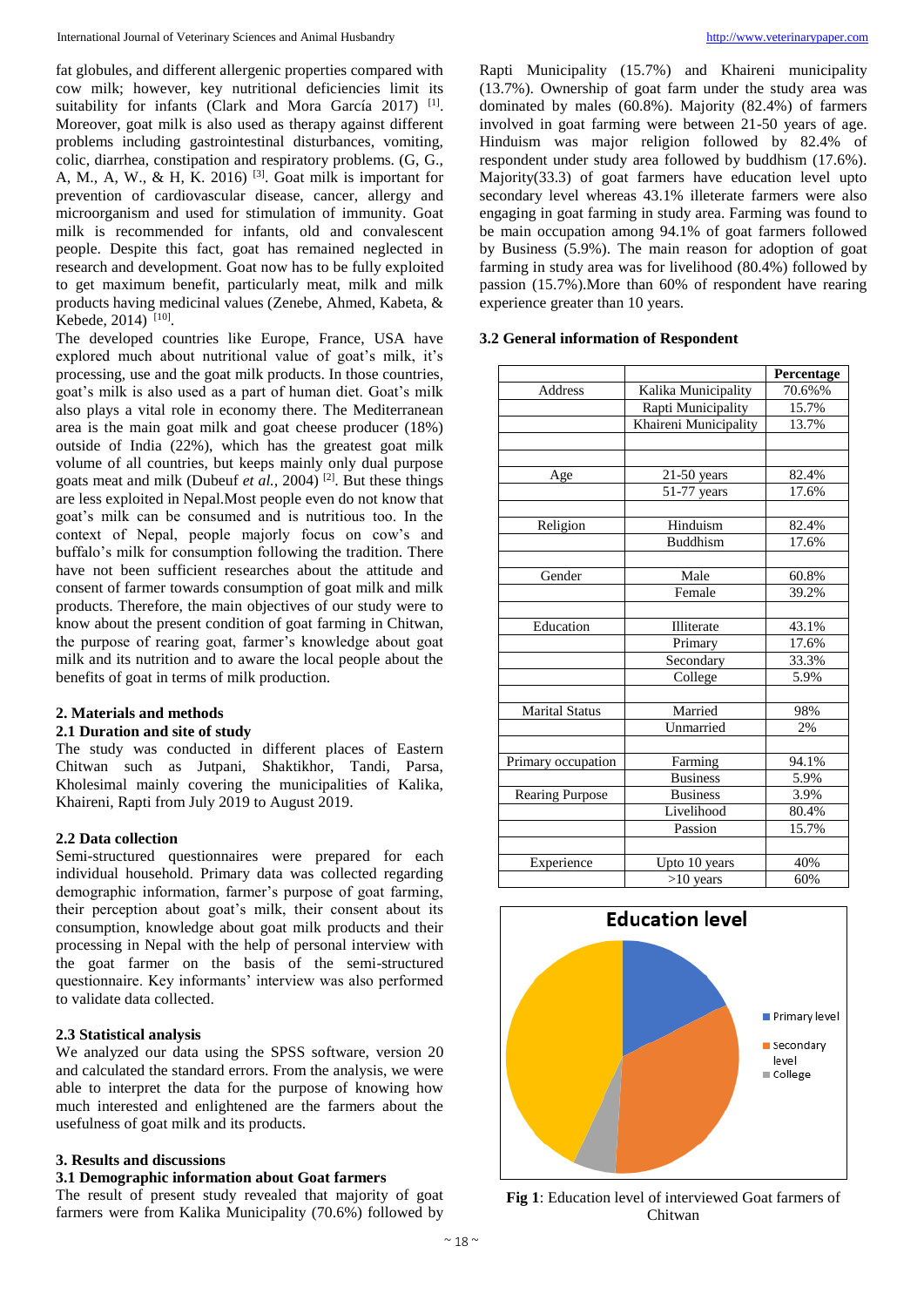fat globules, and different allergenic properties compared with cow milk; however, key nutritional deficiencies limit its suitability for infants (Clark and Mora García 2017) [1]. Moreover, goat milk is also used as therapy against different problems including gastrointestinal disturbances, vomiting, colic, diarrhea, constipation and respiratory problems. (G, G., A, M., A, W., & H, K. 2016) [3]. Goat milk is important for prevention of cardiovascular disease, cancer, allergy and microorganism and used for stimulation of immunity. Goat milk is recommended for infants, old and convalescent people. Despite this fact, goat has remained neglected in research and development. Goat now has to be fully exploited to get maximum benefit, particularly meat, milk and milk products having medicinal values (Zenebe, Ahmed, Kabeta, & Kebede, 2014) [10].

The developed countries like Europe, France, USA have explored much about nutritional value of goat's milk, it's processing, use and the goat milk products. In those countries, goat's milk is also used as a part of human diet. Goat's milk also plays a vital role in economy there. The Mediterranean area is the main goat milk and goat cheese producer (18%) outside of India (22%), which has the greatest goat milk volume of all countries, but keeps mainly only dual purpose goats meat and milk (Dubeuf *et al.*, 2004) [2]. But these things are less exploited in Nepal.Most people even do not know that goat's milk can be consumed and is nutritious too. In the context of Nepal, people majorly focus on cow's and buffalo's milk for consumption following the tradition. There have not been sufficient researches about the attitude and consent of farmer towards consumption of goat milk and milk products. Therefore, the main objectives of our study were to know about the present condition of goat farming in Chitwan, the purpose of rearing goat, farmer's knowledge about goat milk and its nutrition and to aware the local people about the benefits of goat in terms of milk production.

## 2. Materials and methods

### 2.1 Duration and site of study

The study was conducted in different places of Eastern Chitwan such as Jutpani, Shaktikhor, Tandi, Parsa, Kholesimal mainly covering the municipalities of Kalika, Khaireni, Rapti from July 2019 to August 2019.

### 2.2 Data collection

Semi-structured questionnaires were prepared for each individual household. Primary data was collected regarding demographic information, farmer's purpose of goat farming, their perception about goat's milk, their consent about its consumption, knowledge about goat milk products and their processing in Nepal with the help of personal interview with the goat farmer on the basis of the semi-structured questionnaire. Key informants' interview was also performed to validate data collected.

### 2.3 Statistical analysis

We analyzed our data using the SPSS software, version 20 and calculated the standard errors. From the analysis, we were able to interpret the data for the purpose of knowing how much interested and enlightened are the farmers about the usefulness of goat milk and its products.

## 3. Results and discussions

### 3.1 Demographic information about Goat farmers

The result of present study revealed that majority of goat farmers were from Kalika Municipality (70.6%) followed by Rapti Municipality (15.7%) and Khaireni municipality (13.7%). Ownership of goat farm under the study area was dominated by males (60.8%). Majority (82.4%) of farmers involved in goat farming were between 21-50 years of age. Hinduism was major religion followed by 82.4% of respondent under study area followed by buddhism (17.6%). Majority(33.3) of goat farmers have education level upto secondary level whereas 43.1% illeterate farmers were also engaging in goat farming in study area. Farming was found to be main occupation among 94.1% of goat farmers followed by Business (5.9%). The main reason for adoption of goat farming in study area was for livelihood (80.4%) followed by passion (15.7%).More than 60% of respondent have rearing experience greater than 10 years.

### 3.2 General information of Respondent

| | | Percentage |
|---|---|---|
| Address | Kalika Municipality | 70.6%% |
| | Rapti Municipality | 15.7% |
| | Khaireni Municipality | 13.7% |
| | | |
| | | |
| Age | 21-50 years | 82.4% |
| | 51-77 years | 17.6% |
| | | |
| Religion | Hinduism | 82.4% |
| | Buddhism | 17.6% |
| | | |
| Gender | Male | 60.8% |
| | Female | 39.2% |
| | | |
| Education | Illiterate | 43.1% |
| | Primary | 17.6% |
| | Secondary | 33.3% |
| | College | 5.9% |
| | | |
| Marital Status | Married | 98% |
| | Unmarried | 2% |
| | | |
| Primary occupation | Farming | 94.1% |
| | Business | 5.9% |
| Rearing Purpose | Business | 3.9% |
| | Livelihood | 80.4% |
| | Passion | 15.7% |
| | | |
| Experience | Upto 10 years | 40% |
| | >10 years | 60% |

**Fig 1**: Education level of interviewed Goat farmers of Chitwan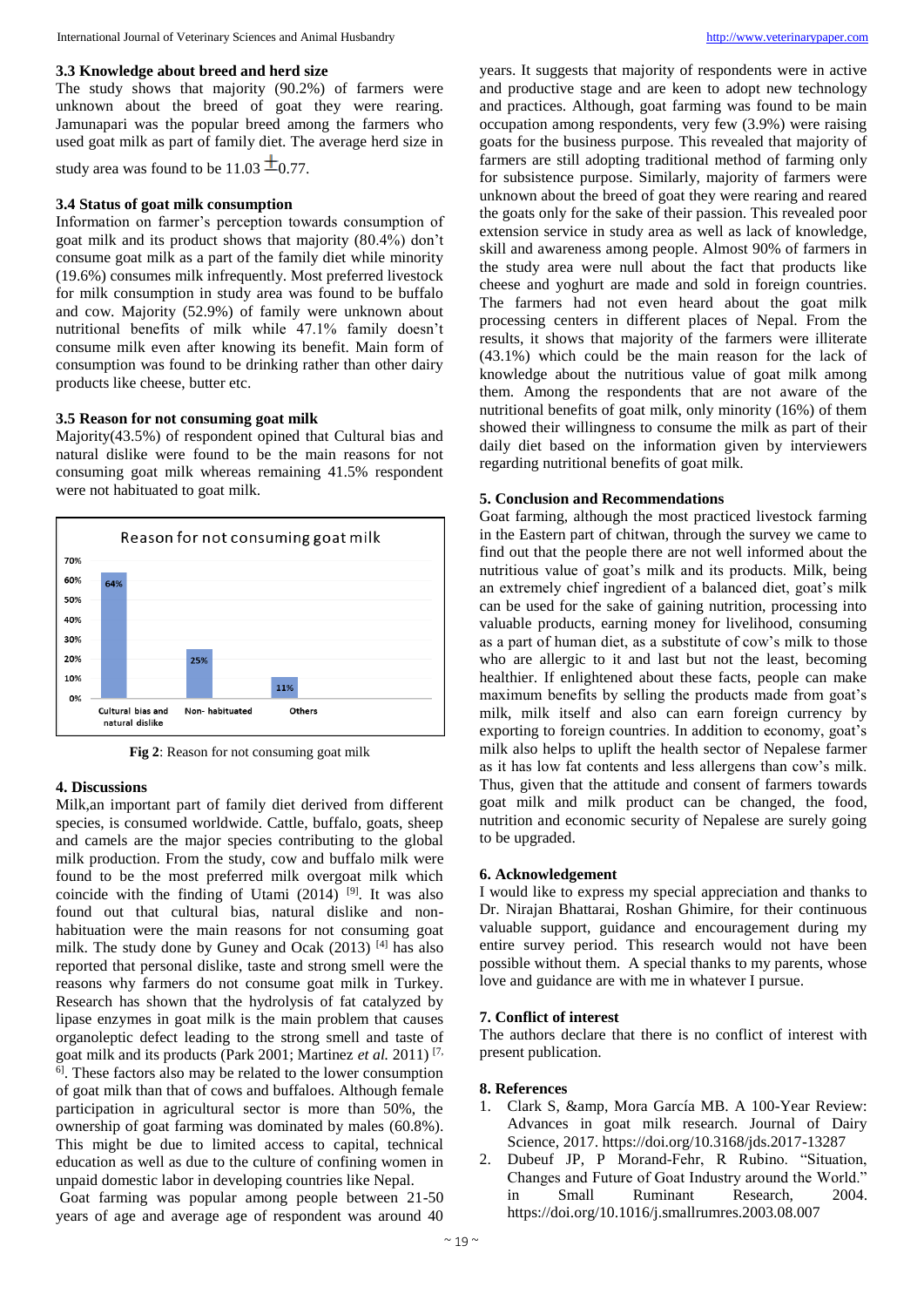### 3.3 Knowledge about breed and herd size

The study shows that majority (90.2%) of farmers were unknown about the breed of goat they were rearing. Jamunapari was the popular breed among the farmers who used goat milk as part of family diet. The average herd size in study area was found to be 11.03 $\pm$0.77.

### 3.4 Status of goat milk consumption

Information on farmer's perception towards consumption of goat milk and its product shows that majority (80.4%) don't consume goat milk as a part of the family diet while minority (19.6%) consumes milk infrequently. Most preferred livestock for milk consumption in study area was found to be buffalo and cow. Majority (52.9%) of family were unknown about nutritional benefits of milk while 47.1% family doesn't consume milk even after knowing its benefit. Main form of consumption was found to be drinking rather than other dairy products like cheese, butter etc.

### 3.5 Reason for not consuming goat milk

Majority(43.5%) of respondent opined that Cultural bias and natural dislike were found to be the main reasons for not consuming goat milk whereas remaining 41.5% respondent were not habituated to goat milk.

Fig 2: Reason for not consuming goat milk

## 4. Discussions

Milk,an important part of family diet derived from different species, is consumed worldwide. Cattle, buffalo, goats, sheep and camels are the major species contributing to the global milk production. From the study, cow and buffalo milk were found to be the most preferred milk overgoat milk which coincide with the finding of Utami (2014) [9]. It was also found out that cultural bias, natural dislike and non-habituation were the main reasons for not consuming goat milk infrequently. The study done by Guney and Ocak (2013) [4] has also reported that personal dislike, taste and strong smell were the reasons why farmers do not consume goat milk in Turkey. Research has shown that the hydrolysis of fat catalyzed by lipase enzymes in goat milk is the main problem that causes organoleptic defect leading to the strong smell and taste of goat milk and its products (Park 2001; Martinez *et al.* 2011) [7, 6]. These factors also may be related to the lower consumption of goat milk than that of cows and buffaloes. Although female participation in agricultural sector is more than 50%, the ownership of goat farming was dominated by males (60.8%). This might be due to limited access to capital, technical education as well as due to the culture of confining women in unpaid domestic labor in developing countries like Nepal.

Goat farming was popular among people between 21-50 years of age and average age of respondent was around 40 years. It suggests that majority of respondents were in active and productive stage and are keen to adopt new technology and practices. Although, goat farming was found to be main occupation among respondents, very few (3.9%) were raising goats for the business purpose. This revealed that majority of farmers are still adopting traditional method of farming only for subsistence purpose. Similarly, majority of farmers were unknown about the breed of goat they were rearing and reared the goats only for the sake of their passion. This revealed poor extension service in study area as well as lack of knowledge, skill and awareness among people. Almost 90% of farmers in the study area were null about the fact that products like cheese and yoghurt are made and sold in foreign countries. The farmers had not even heard about the goat milk processing centers in different places of Nepal. From the results, it shows that majority of the farmers were illiterate (43.1%) which could be the main reason for the lack of knowledge about the nutritious value of goat milk among them. Among the respondents that are not aware of the nutritional benefits of goat milk, only minority (16%) of them showed their willingness to consume the milk as part of their daily diet based on the information given by interviewers regarding nutritional benefits of goat milk.

## 5. Conclusion and Recommendations

Goat farming, although the most practiced livestock farming in the Eastern part of chitwan, through the survey we came to find out that the people there are not well informed about the nutritious value of goat's milk and its products. Milk, being an extremely chief ingredient of a balanced diet, goat's milk can be used for the sake of gaining nutrition, processing into valuable products, earning money for livelihood, consuming as a part of human diet, as a substitute of cow's milk to those who are allergic to it and last but not the least, becoming healthier. If enlightened about these facts, people can make maximum benefits by selling the products made from goat's milk, milk itself and also can earn foreign currency by exporting to foreign countries. In addition to economy, goat's milk also helps to uplift the health sector of Nepalese farmer as it has low fat contents and less allergens than cow's milk. Thus, given that the attitude and consent of farmers towards goat milk and milk product can be changed, the food, nutrition and economic security of Nepalese are surely going to be upgraded.

## 6. Acknowledgement

I would like to express my special appreciation and thanks to Dr. Nirajan Bhattarai, Roshan Ghimire, for their continuous valuable support, guidance and encouragement during my entire survey period. This research would not have been possible without them. A special thanks to my parents, whose love and guidance are with me in whatever I pursue.

## 7. Conflict of interest

The authors declare that there is no conflict of interest with present publication.

## 8. References

1. Clark S, &amp, Mora García MB. A 100-Year Review: Advances in goat milk research. Journal of Dairy Science, 2017. https://doi.org/10.3168/jds.2017-13287
2. Dubeuf JP, P Morand-Fehr, R Rubino. "Situation, Changes and Future of Goat Industry around the World." in Small Ruminant Research, 2004. https://doi.org/10.1016/j.smallrumres.2003.08.007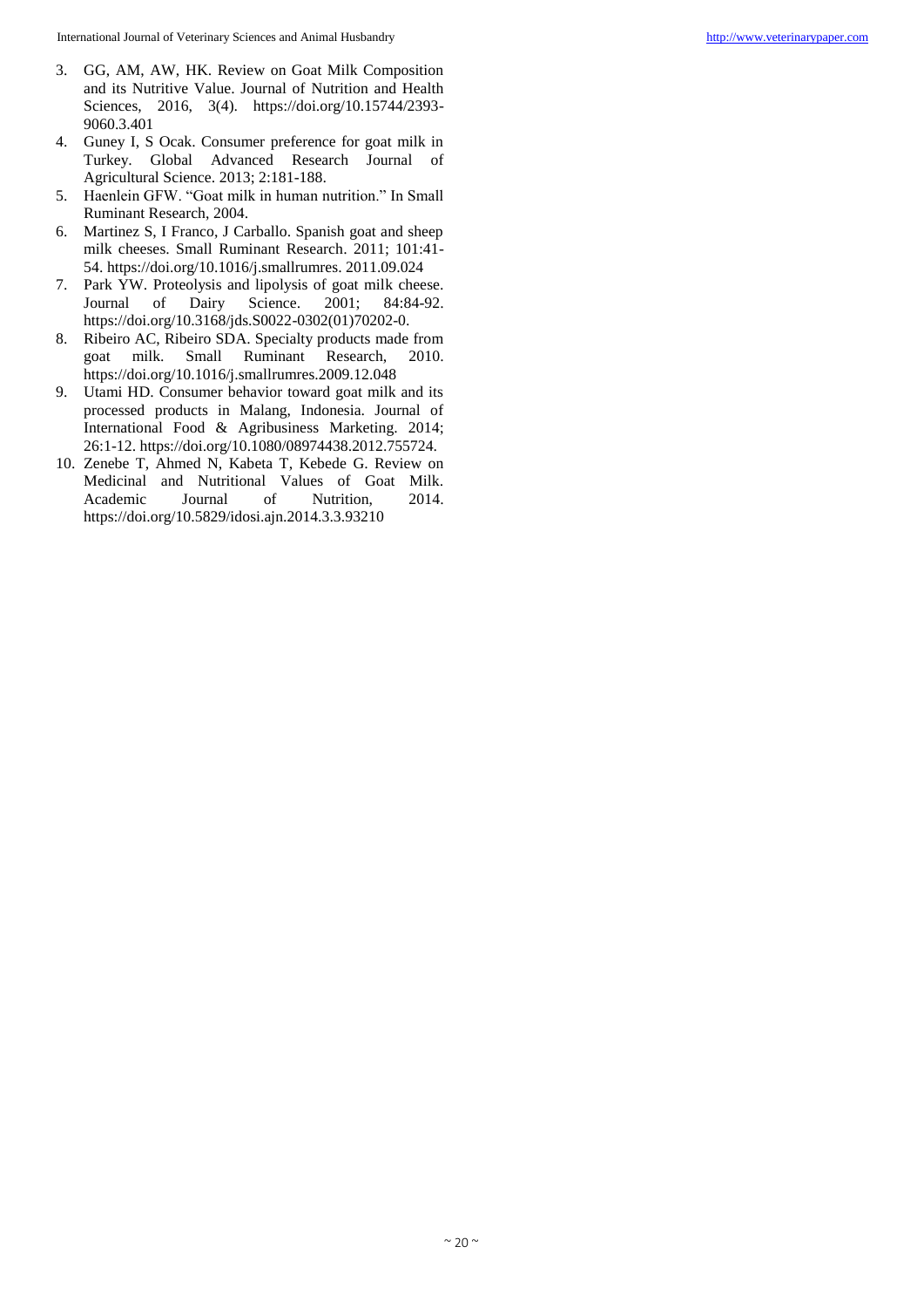3. GG, AM, AW, HK. Review on Goat Milk Composition and its Nutritive Value. Journal of Nutrition and Health Sciences, 2016, 3(4). https://doi.org/10.15744/2393-9060.3.401
4. Guney I, S Ocak. Consumer preference for goat milk in Turkey. Global Advanced Research Journal of Agricultural Science. 2013; 2:181-188.
5. Haenlein GFW. "Goat milk in human nutrition." In Small Ruminant Research, 2004.
6. Martinez S, I Franco, J Carballo. Spanish goat and sheep milk cheeses. Small Ruminant Research. 2011; 101:41-54. https://doi.org/10.1016/j.smallrumres. 2011.09.024
7. Park YW. Proteolysis and lipolysis of goat milk cheese. Journal of Dairy Science. 2001; 84:84-92. https://doi.org/10.3168/jds.S0022-0302(01)70202-0.
8. Ribeiro AC, Ribeiro SDA. Specialty products made from goat milk. Small Ruminant Research, 2010. https://doi.org/10.1016/j.smallrumres.2009.12.048
9. Utami HD. Consumer behavior toward goat milk and its processed products in Malang, Indonesia. Journal of International Food & Agribusiness Marketing. 2014; 26:1-12. https://doi.org/10.1080/08974438.2012.755724.
10. Zenebe T, Ahmed N, Kabeta T, Kebede G. Review on Medicinal and Nutritional Values of Goat Milk. Academic Journal of Nutrition, 2014. https://doi.org/10.5829/idosi.ajn.2014.3.3.93210